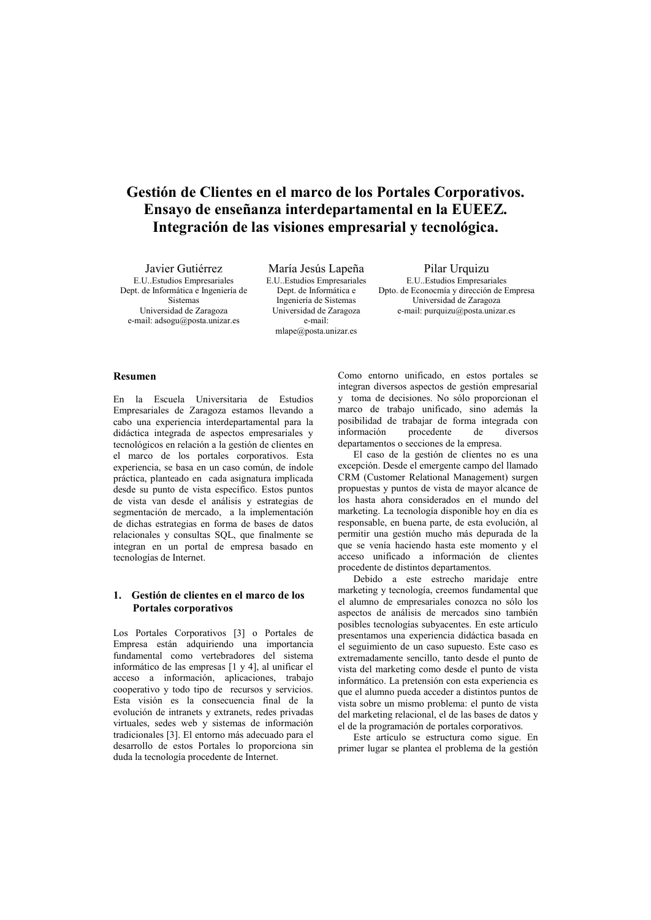# Gestión de Clientes en el marco de los Portales Corporativos. Ensayo de enseñanza interdepartamental en la EUEEZ. Integración de las visiones empresarial y tecnológica.

**Javier Gutiérrez**
E.U..Estudios Empresariales
Dept. de Informática e Ingeniería de Sistemas
Universidad de Zaragoza
e-mail: adsogu@posta.unizar.es

**María Jesús Lapeña**
E.U..Estudios Empresariales
Dept. de Informática e Ingeniería de Sistemas
Universidad de Zaragoza
e-mail: mlape@posta.unizar.es

**Pilar Urquizu**
E.U..Estudios Empresariales
Dpto. de Econocmía y dirección de Empresa
Universidad de Zaragoza
e-mail: purquizu@posta.unizar.es

## Resumen

En la Escuela Universitaria de Estudios Empresariales de Zaragoza estamos llevando a cabo una experiencia interdepartamental para la didáctica integrada de aspectos empresariales y tecnológicos en relación a la gestión de clientes en el marco de los portales corporativos. Esta experiencia, se basa en un caso común, de índole práctica, planteado en cada asignatura implicada desde su punto de vista específico. Estos puntos de vista van desde el análisis y estrategias de segmentación de mercado, a la implementación de dichas estrategias en forma de bases de datos relacionales y consultas SQL, que finalmente se integran en un portal de empresa basado en tecnologías de Internet.

## 1. Gestión de clientes en el marco de los Portales corporativos

Los Portales Corporativos [3] o Portales de Empresa están adquiriendo una importancia fundamental como vertebradores del sistema informático de las empresas [1 y 4], al unificar el acceso a información, aplicaciones, trabajo cooperativo y todo tipo de recursos y servicios. Esta visión es la consecuencia final de la evolución de intranets y extranets, redes privadas virtuales, sedes web y sistemas de información tradicionales [3]. El entorno más adecuado para el desarrollo de estos Portales lo proporciona sin duda la tecnología procedente de Internet.

Como entorno unificado, en estos portales se integran diversos aspectos de gestión empresarial y toma de decisiones. No sólo proporcionan el marco de trabajo unificado, sino además la posibilidad de trabajar de forma integrada con información procedente de diversos departamentos o secciones de la empresa.

El caso de la gestión de clientes no es una excepción. Desde el emergente campo del llamado CRM (Customer Relational Management) surgen propuestas y puntos de vista de mayor alcance de los hasta ahora considerados en el mundo del marketing. La tecnología disponible hoy en día es responsable, en buena parte, de esta evolución, al permitir una gestión mucho más depurada de la que se venía haciendo hasta este momento y el acceso unificado a información de clientes procedente de distintos departamentos.

Debido a este estrecho maridaje entre marketing y tecnología, creemos fundamental que el alumno de empresariales conozca no sólo los aspectos de análisis de mercados sino también posibles tecnologías subyacentes. En este artículo presentamos una experiencia didáctica basada en el seguimiento de un caso supuesto. Este caso es extremadamente sencillo, tanto desde el punto de vista del marketing como desde el punto de vista informático. La pretensión con esta experiencia es que el alumno pueda acceder a distintos puntos de vista sobre un mismo problema: el punto de vista del marketing relacional, el de las bases de datos y el de la programación de portales corporativos.

Este artículo se estructura como sigue. En primer lugar se plantea el problema de la gestión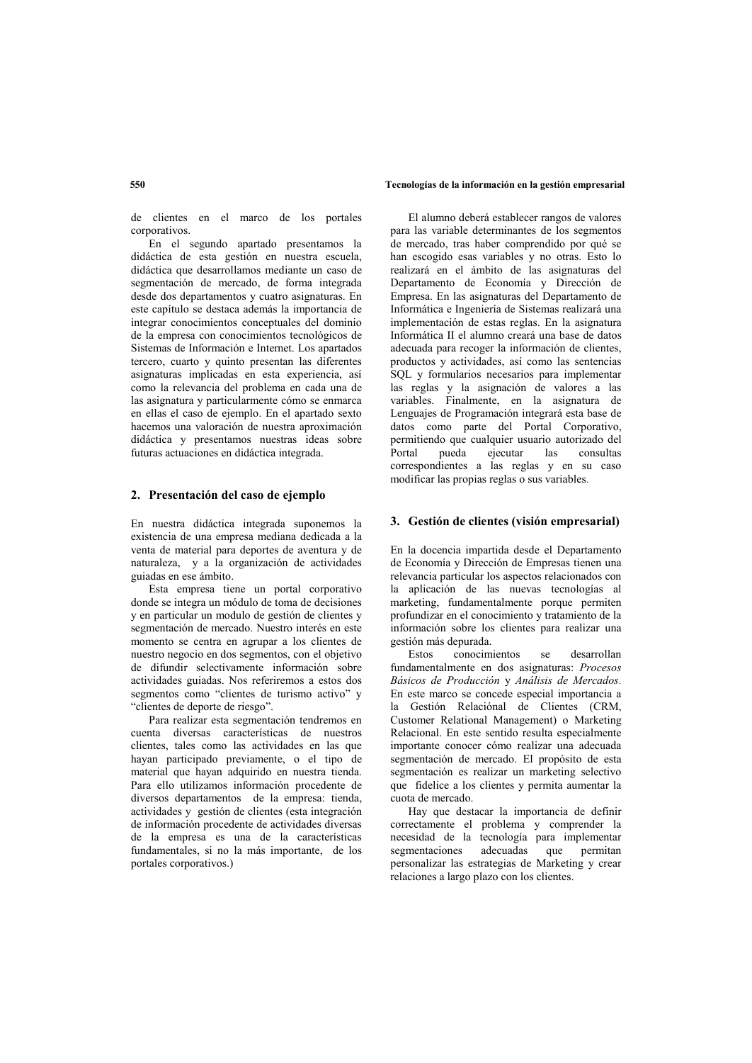de clientes en el marco de los portales corporativos.

En el segundo apartado presentamos la didáctica de esta gestión en nuestra escuela, didáctica que desarrollamos mediante un caso de segmentación de mercado, de forma integrada desde dos departamentos y cuatro asignaturas. En este capítulo se destaca además la importancia de integrar conocimientos conceptuales del dominio de la empresa con conocimientos tecnológicos de Sistemas de Información e Internet. Los apartados tercero, cuarto y quinto presentan las diferentes asignaturas implicadas en esta experiencia, así como la relevancia del problema en cada una de las asignatura y particularmente cómo se enmarca en ellas el caso de ejemplo. En el apartado sexto hacemos una valoración de nuestra aproximación didáctica y presentamos nuestras ideas sobre futuras actuaciones en didáctica integrada.

## 2. Presentación del caso de ejemplo

En nuestra didáctica integrada suponemos la existencia de una empresa mediana dedicada a la venta de material para deportes de aventura y de naturaleza, y a la organización de actividades guiadas en ese ámbito.

Esta empresa tiene un portal corporativo donde se integra un módulo de toma de decisiones y en particular un modulo de gestión de clientes y segmentación de mercado. Nuestro interés en este momento se centra en agrupar a los clientes de nuestro negocio en dos segmentos, con el objetivo de difundir selectivamente información sobre actividades guiadas. Nos referiremos a estos dos segmentos como "clientes de turismo activo" y "clientes de deporte de riesgo".

Para realizar esta segmentación tendremos en cuenta diversas características de nuestros clientes, tales como las actividades en las que hayan participado previamente, o el tipo de material que hayan adquirido en nuestra tienda. Para ello utilizamos información procedente de diversos departamentos de la empresa: tienda, actividades y gestión de clientes (esta integración de información procedente de actividades diversas de la empresa es una de las características fundamentales, si no la más importante, de los portales corporativos.)

El alumno deberá establecer rangos de valores para las variable determinantes de los segmentos de mercado, tras haber comprendido por qué se han escogido esas variables y no otras. Esto lo realizará en el ámbito de las asignaturas del Departamento de Economía y Dirección de Empresa. En las asignaturas del Departamento de Informática e Ingeniería de Sistemas realizará una implementación de estas reglas. En la asignatura Informática II el alumno creará una base de datos adecuada para recoger la información de clientes, productos y actividades, así como las sentencias SQL y formularios necesarios para implementar las reglas y la asignación de valores a las variables. Finalmente, en la asignatura de Lenguajes de Programación integrará esta base de datos como parte del Portal Corporativo, permitiendo que cualquier usuario autorizado del Portal pueda ejecutar las consultas correspondientes a las reglas y en su caso modificar las propias reglas o sus variables.

## 3. Gestión de clientes (visión empresarial)

En la docencia impartida desde el Departamento de Economía y Dirección de Empresas tienen una relevancia particular los aspectos relacionados con la aplicación de las nuevas tecnologías al marketing, fundamentalmente porque permiten profundizar en el conocimiento y tratamiento de la información sobre los clientes para realizar una gestión más depurada.

Estos conocimientos se desarrollan fundamentalmente en dos asignaturas: *Procesos Básicos de Producción* y *Análisis de Mercados*. En este marco se concede especial importancia a la Gestión Relaciónal de Clientes (CRM, Customer Relational Management) o Marketing Relacional. En este sentido resulta especialmente importante conocer cómo realizar una adecuada segmentación de mercado. El propósito de esta segmentación es realizar un marketing selectivo que fidelice a los clientes y permita aumentar la cuota de mercado.

Hay que destacar la importancia de definir correctamente el problema y comprender la necesidad de la tecnología para implementar segmentaciones adecuadas que permitan personalizar las estrategias de Marketing y crear relaciones a largo plazo con los clientes.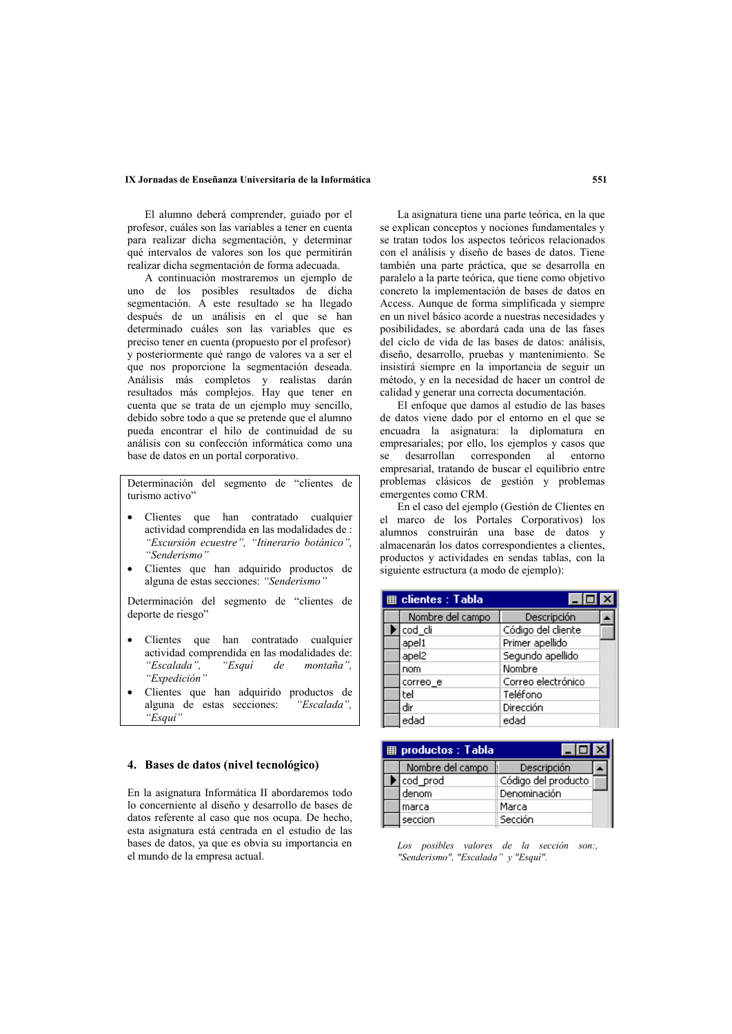El alumno deberá comprender, guiado por el profesor, cuáles son las variables a tener en cuenta para realizar dicha segmentación, y determinar qué intervalos de valores son los que permitirán realizar dicha segmentación de forma adecuada.

A continuación mostraremos un ejemplo de uno de los posibles resultados de dicha segmentación. A este resultado se ha llegado después de un análisis en el que se han determinado cuáles son las variables que es preciso tener en cuenta (propuesto por el profesor) y posteriormente qué rango de valores va a ser el que nos proporcione la segmentación deseada. Análisis más completos y realistas darán resultados más complejos. Hay que tener en cuenta que se trata de un ejemplo muy sencillo, debido sobre todo a que se pretende que el alumno pueda encontrar el hilo de continuidad de su análisis con su confección informática como una base de datos en un portal corporativo.

> Determinación del segmento de "clientes de turismo activo"
>
> - Clientes que han contratado cualquier actividad comprendida en las modalidades de : *"Excursión ecuestre", "Itinerario botánico", "Senderismo"*
> - Clientes que han adquirido productos de alguna de estas secciones: *"Senderismo"*
>
> Determinación del segmento de "clientes de deporte de riesgo"
>
> - Clientes que han contratado cualquier actividad comprendida en las modalidades de: *"Escalada", "Esquí de montaña", "Expedición"*
> - Clientes que han adquirido productos de alguna de estas secciones: *"Escalada", "Esquí"*

## 4. Bases de datos (nivel tecnológico)

En la asignatura Informática II abordaremos todo lo concerniente al diseño y desarrollo de bases de datos referente al caso que nos ocupa. De hecho, esta asignatura está centrada en el estudio de las bases de datos, ya que es obvia su importancia en el mundo de la empresa actual.

La asignatura tiene una parte teórica, en la que se explican conceptos y nociones fundamentales y se tratan todos los aspectos teóricos relacionados con el análisis y diseño de bases de datos. Tiene también una parte práctica, que se desarrolla en paralelo a la parte teórica, que tiene como objetivo concreto la implementación de bases de datos en Access. Aunque de forma simplificada y siempre en un nivel básico acorde a nuestras necesidades y posibilidades, se abordará cada una de las fases del ciclo de vida de las bases de datos: análisis, diseño, desarrollo, pruebas y mantenimiento. Se insistirá siempre en la importancia de seguir un método, y en la necesidad de hacer un control de calidad y generar una correcta documentación.

El enfoque que damos al estudio de las bases de datos viene dado por el entorno en el que se encuadra la asignatura: la diplomatura en empresariales; por ello, los ejemplos y casos que se desarrollan corresponden al entorno empresarial, tratando de buscar el equilibrio entre problemas clásicos de gestión y problemas emergentes como CRM.

En el caso del ejemplo (Gestión de Clientes en el marco de los Portales Corporativos) los alumnos construirán una base de datos y almacenarán los datos correspondientes a clientes, productos y actividades en sendas tablas, con la siguiente estructura (a modo de ejemplo):

**clientes : Tabla**

| Nombre del campo | Descripción |
|---|---|
| cod_cli | Código del cliente |
| apel1 | Primer apellido |
| apel2 | Segundo apellido |
| nom | Nombre |
| correo_e | Correo electrónico |
| tel | Teléfono |
| dir | Dirección |
| edad | edad |

**productos : Tabla**

| Nombre del campo | Descripción |
|---|---|
| cod_prod | Código del producto |
| denom | Denominación |
| marca | Marca |
| seccion | Sección |

*Los posibles valores de la sección son:, "Senderismo", "Escalada" y "Esquí".*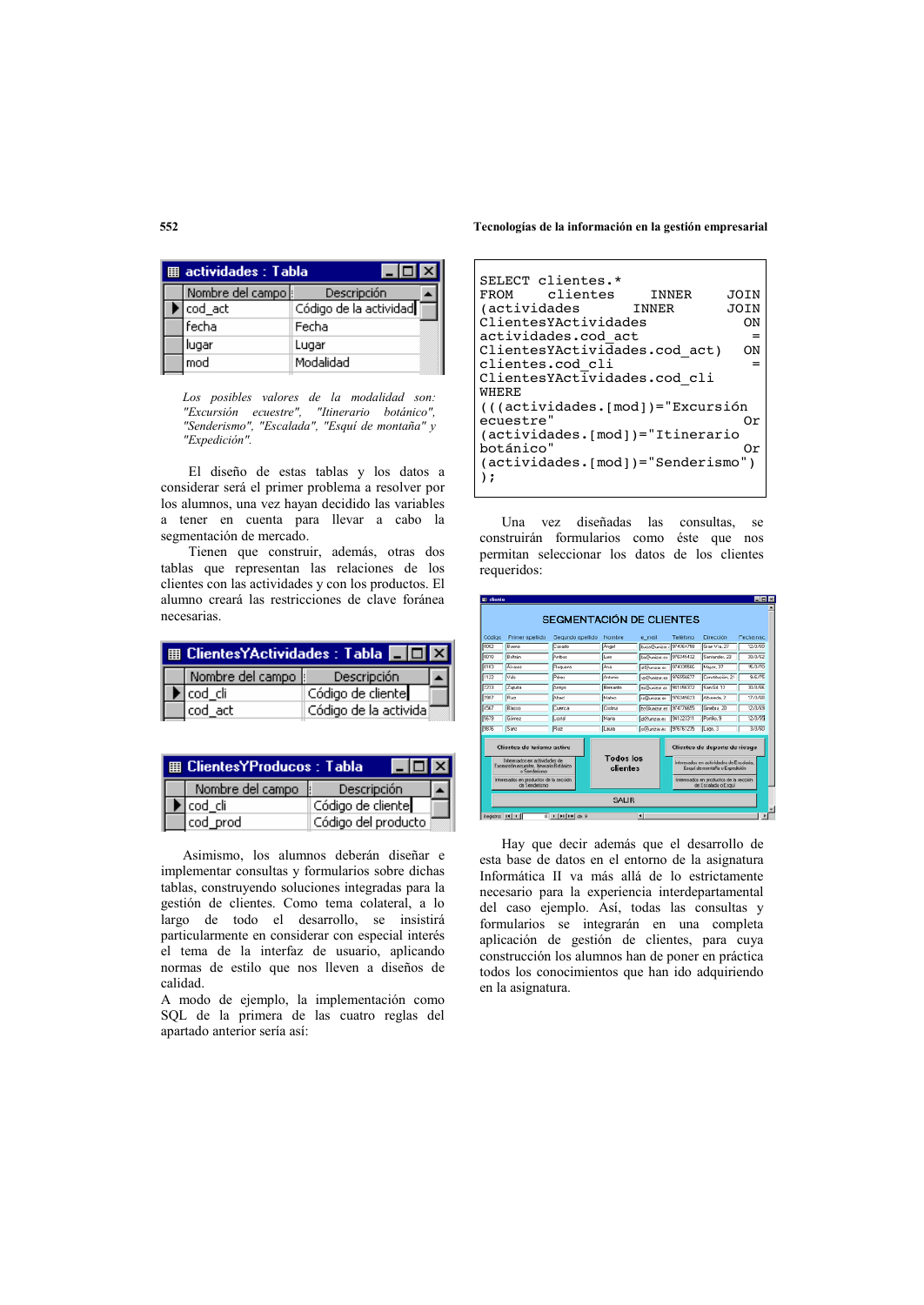**actividades : Tabla**

| Nombre del campo | Descripción |
| --- | --- |
| cod_act | Código de la actividad |
| fecha | Fecha |
| lugar | Lugar |
| mod | Modalidad |

*Los posibles valores de la modalidad son: "Excursión ecuestre", "Itinerario botánico", "Senderismo", "Escalada", "Esquí de montaña" y "Expedición".*

El diseño de estas tablas y los datos a considerar será el primer problema a resolver por los alumnos, una vez hayan decidido las variables a tener en cuenta para llevar a cabo la segmentación de mercado.

Tienen que construir, además, otras dos tablas que representan las relaciones de los clientes con las actividades y con los productos. El alumno creará las restricciones de clave foránea necesarias.

**ClientesYActividades : Tabla**

| Nombre del campo | Descripción |
| --- | --- |
| cod_cli | Código de cliente |
| cod_act | Código de la activida |

**ClientesYProducos : Tabla**

| Nombre del campo | Descripción |
| --- | --- |
| cod_cli | Código de cliente |
| cod_prod | Código del producto |

Asimismo, los alumnos deberán diseñar e implementar consultas y formularios sobre dichas tablas, construyendo soluciones integradas para la gestión de clientes. Como tema colateral, a lo largo de todo el desarrollo, se insistirá particularmente en considerar con especial interés el tema de la interfaz de usuario, aplicando normas de estilo que nos lleven a diseños de calidad.

A modo de ejemplo, la implementación como SQL de la primera de las cuatro reglas del apartado anterior sería así:

```
SELECT clientes.*
FROM clientes INNER JOIN
(actividades INNER JOIN
ClientesYActividades ON
actividades.cod_act =
ClientesYActividades.cod_act) ON
clientes.cod_cli =
ClientesYActividades.cod_cli
WHERE
(((actividades.[mod])="Excursión
ecuestre" Or
(actividades.[mod])="Itinerario
botánico" Or
(actividades.[mod])="Senderismo")
);
```

Una vez diseñadas las consultas, se construirán formularios como éste que nos permitan seleccionar los datos de los clientes requeridos:

**SEGMENTACIÓN DE CLIENTES**

Hay que decir además que el desarrollo de esta base de datos en el entorno de la asignatura Informática II va más allá de lo estrictamente necesario para la experiencia interdepartamental del caso ejemplo. Así, todas las consultas y formularios se integrarán en una completa aplicación de gestión de clientes, para cuya construcción los alumnos han de poner en práctica todos los conocimientos que han ido adquiriendo en la asignatura.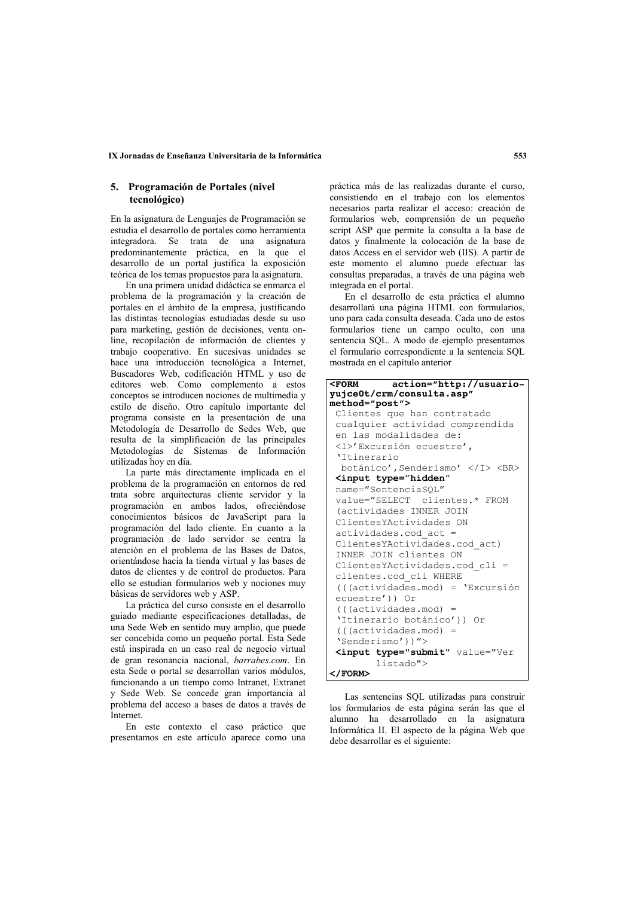## 5. Programación de Portales (nivel tecnológico)

En la asignatura de Lenguajes de Programación se estudia el desarrollo de portales como herramienta integradora. Se trata de una asignatura predominantemente práctica, en la que el desarrollo de un portal justifica la exposición teórica de los temas propuestos para la asignatura.

En una primera unidad didáctica se enmarca el problema de la programación y la creación de portales en el ámbito de la empresa, justificando las distintas tecnologías estudiadas desde su uso para marketing, gestión de decisiones, venta on-line, recopilación de información de clientes y trabajo cooperativo. En sucesivas unidades se hace una introducción tecnológica a Internet, Buscadores Web, codificación HTML y uso de editores web. Como complemento a estos conceptos se introducen nociones de multimedia y estilo de diseño. Otro capítulo importante del programa consiste en la presentación de una Metodología de Desarrollo de Sedes Web, que resulta de la simplificación de las principales Metodologías de Sistemas de Información utilizadas hoy en día.

La parte más directamente implicada en el problema de la programación en entornos de red trata sobre arquitecturas cliente servidor y la programación en ambos lados, ofreciéndose conocimientos básicos de JavaScript para la programación del lado cliente. En cuanto a la programación de lado servidor se centra la atención en el problema de las Bases de Datos, orientándose hacia la tienda virtual y las bases de datos de clientes y de control de productos. Para ello se estudian formularios web y nociones muy básicas de servidores web y ASP.

La práctica del curso consiste en el desarrollo guiado mediante especificaciones detalladas, de una Sede Web en sentido muy amplio, que puede ser concebida como un pequeño portal. Esta Sede está inspirada en un caso real de negocio virtual de gran resonancia nacional, *barrabes.com*. En esta Sede o portal se desarrollan varios módulos, funcionando a un tiempo como Intranet, Extranet y Sede Web. Se concede gran importancia al problema del acceso a bases de datos a través de Internet.

En este contexto el caso práctico que presentamos en este artículo aparece como una práctica más de las realizadas durante el curso, consistiendo en el trabajo con los elementos necesarios parta realizar el acceso: creación de formularios web, comprensión de un pequeño script ASP que permite la consulta a la base de datos y finalmente la colocación de la base de datos Access en el servidor web (IIS). A partir de este momento el alumno puede efectuar las consultas preparadas, a través de una página web integrada en el portal.

En el desarrollo de esta práctica el alumno desarrollará una página HTML con formularios, uno para cada consulta deseada. Cada uno de estos formularios tiene un campo oculto, con una sentencia SQL. A modo de ejemplo presentamos el formulario correspondiente a la sentencia SQL mostrada en el capítulo anterior

```
<FORM      action=”http://usuario-
yujce0t/crm/consulta.asp”
method=”post”>
 Clientes que han contratado
 cualquier actividad comprendida
 en las modalidades de:
 <I>’Excursión ecuestre’,
 ‘Itinerario
  botánico’,Senderismo’ </I> <BR>
 <input type=”hidden”
 name=”SentenciaSQL”
 value=”SELECT  clientes.* FROM
 (actividades INNER JOIN
 ClientesYActividades ON
 actividades.cod_act =
 ClientesYActividades.cod_act)
 INNER JOIN clientes ON
 ClientesYActividades.cod_cli =
 clientes.cod_cli WHERE
 (((actividades.mod) = ‘Excursión
 ecuestre’)) Or
 (((actividades.mod) =
 ‘Itinerario botánico’)) Or
 (((actividades.mod) =
 ‘Senderismo’))”>
 <input type="submit" value="Ver
        listado">
</FORM>
```

Las sentencias SQL utilizadas para construir los formularios de esta página serán las que el alumno ha desarrollado en la asignatura Informática II. El aspecto de la página Web que debe desarrollar es el siguiente: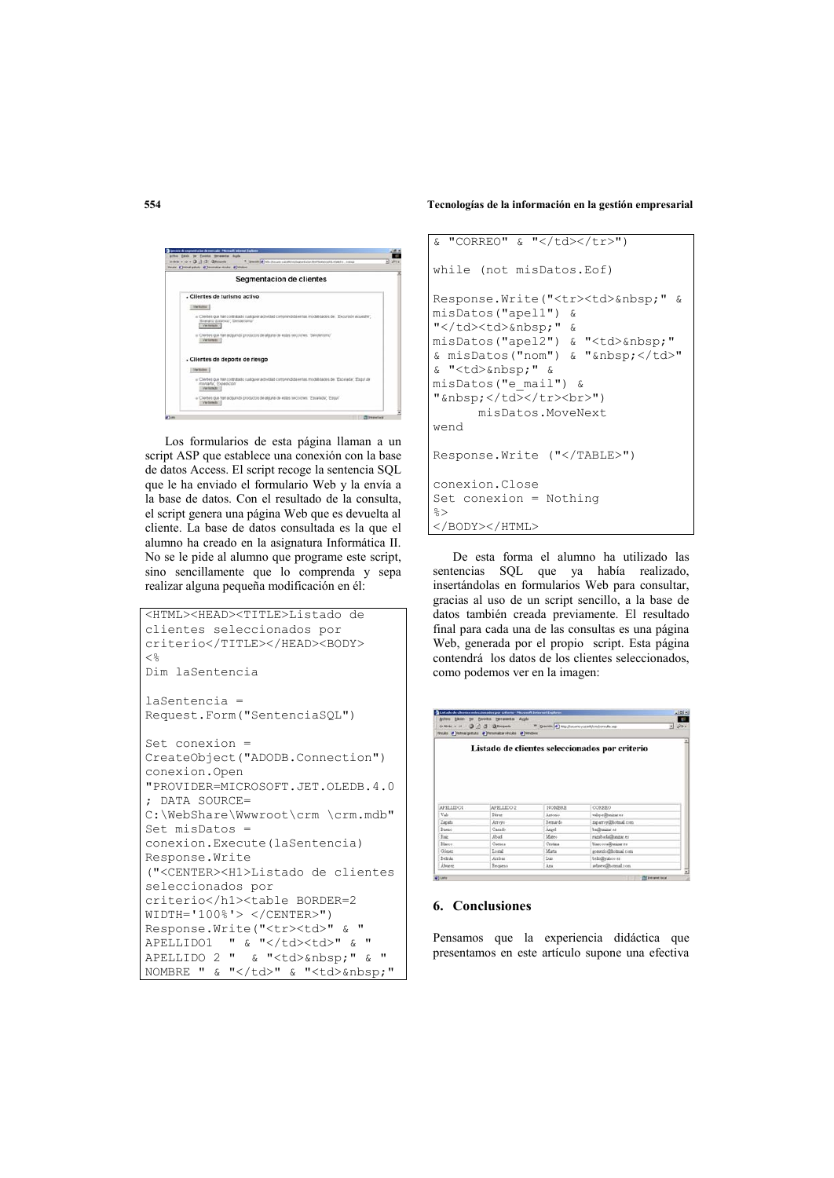Los formularios de esta página llaman a un script ASP que establece una conexión con la base de datos Access. El script recoge la sentencia SQL que le ha enviado el formulario Web y la envía a la base de datos. Con el resultado de la consulta, el script genera una página Web que es devuelta al cliente. La base de datos consultada es la que el alumno ha creado en la asignatura Informática II. No se le pide al alumno que programe este script, sino sencillamente que lo comprenda y sepa realizar alguna pequeña modificación en él:

```
<HTML><HEAD><TITLE>Listado de
clientes seleccionados por
criterio</TITLE></HEAD><BODY>
<%
Dim laSentencia

laSentencia =
Request.Form("SentenciaSQL")

Set conexion =
CreateObject("ADODB.Connection")
conexion.Open
"PROVIDER=MICROSOFT.JET.OLEDB.4.0
; DATA SOURCE=
C:\WebShare\Wwwroot\crm \crm.mdb"
Set misDatos =
conexion.Execute(laSentencia)
Response.Write
("<CENTER><H1>Listado de clientes
seleccionados por
criterio</h1><table BORDER=2
WIDTH='100%'> </CENTER>")
Response.Write("<tr><td>" & "
APELLIDO1  " & "</td><td>" & "
APELLIDO 2 "  & "<td>&nbsp;" & "
NOMBRE " & "</td>" & "<td>&nbsp;"
& "CORREO" & "</td></tr>")

while (not misDatos.Eof)

Response.Write("<tr><td>&nbsp;" &
misDatos("apel1") &
"</td><td>&nbsp;" &
misDatos("apel2") & "<td>&nbsp;"
& misDatos("nom") & "&nbsp;</td>"
& "<td>&nbsp;" &
misDatos("e_mail") &
"&nbsp;</td></tr><br>")
      misDatos.MoveNext
wend

Response.Write ("</TABLE>")

conexion.Close
Set conexion = Nothing
%>
</BODY></HTML>
```

De esta forma el alumno ha utilizado las sentencias SQL que ya había realizado, insertándolas en formularios Web para consultar, gracias al uso de un script sencillo, a la base de datos también creada previamente. El resultado final para cada una de las consultas es una página Web, generada por el propio script. Esta página contendrá los datos de los clientes seleccionados, como podemos ver en la imagen:

## 6. Conclusiones

Pensamos que la experiencia didáctica que presentamos en este artículo supone una efectiva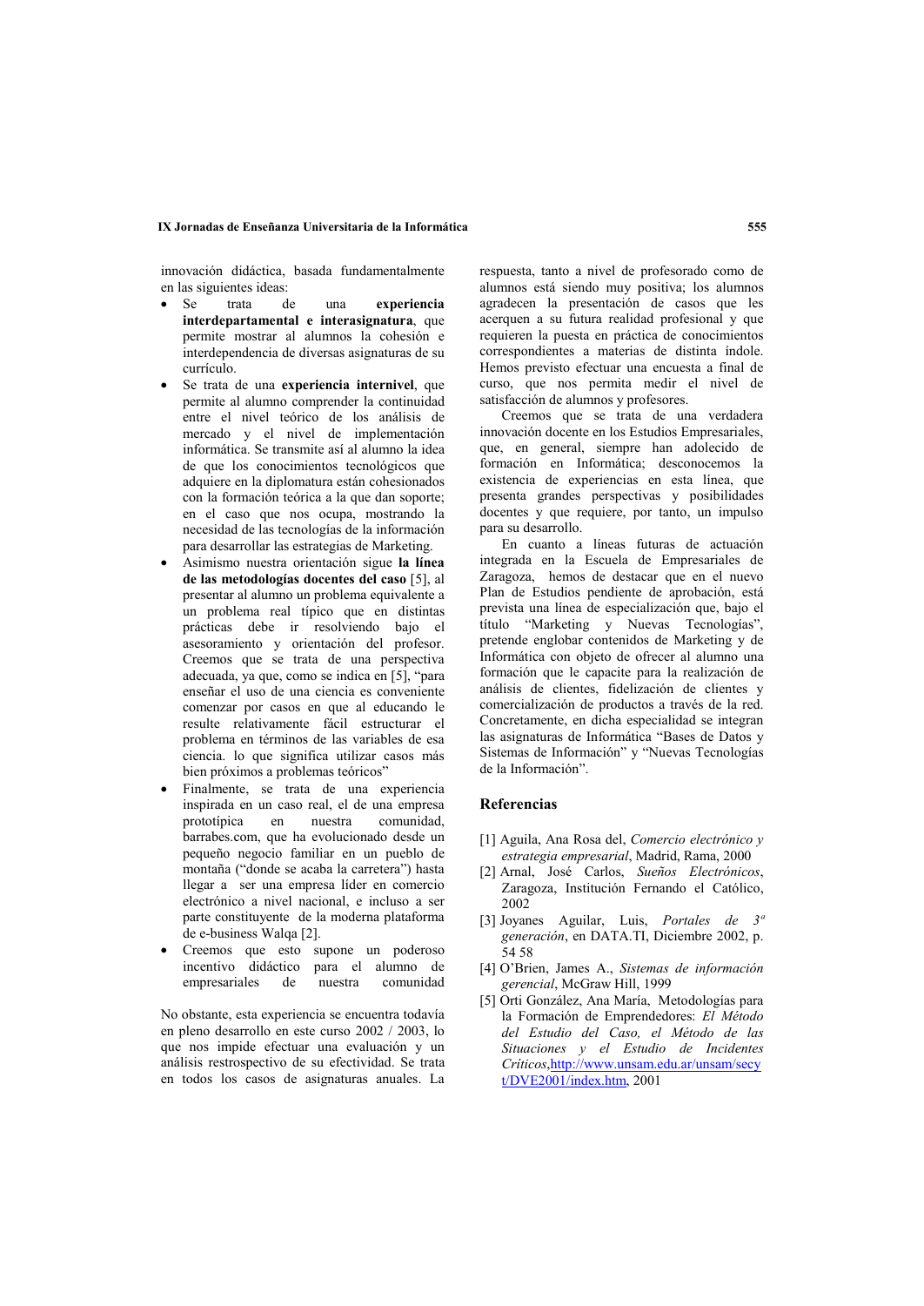innovación didáctica, basada fundamentalmente en las siguientes ideas:

- Se trata de una **experiencia interdepartamental e interasignatura**, que permite mostrar al alumnos la cohesión e interdependencia de diversas asignaturas de su currículo.
- Se trata de una **experiencia internivel**, que permite al alumno comprender la continuidad entre el nivel teórico de los análisis de mercado y el nivel de implementación informática. Se transmite así al alumno la idea de que los conocimientos tecnológicos que adquiere en la diplomatura están cohesionados con la formación teórica a la que dan soporte; en el caso que nos ocupa, mostrando la necesidad de las tecnologías de la información para desarrollar las estrategias de Marketing.
- Asimismo nuestra orientación sigue **la línea de las metodologías docentes del caso** [5], al presentar al alumno un problema equivalente a un problema real típico que en distintas prácticas debe ir resolviendo bajo el asesoramiento y orientación del profesor. Creemos que se trata de una perspectiva adecuada, ya que, como se indica en [5], "para enseñar el uso de una ciencia es conveniente comenzar por casos en que al educando le resulte relativamente fácil estructurar el problema en términos de las variables de esa ciencia. lo que significa utilizar casos más bien próximos a problemas teóricos"
- Finalmente, se trata de una experiencia inspirada en un caso real, el de una empresa prototípica en nuestra comunidad, barrabes.com, que ha evolucionado desde un pequeño negocio familiar en un pueblo de montaña ("donde se acaba la carretera") hasta llegar a ser una empresa líder en comercio electrónico a nivel nacional, e incluso a ser parte constituyente de la moderna plataforma de e-business Walqa [2].
- Creemos que esto supone un poderoso incentivo didáctico para el alumno de empresariales de nuestra comunidad

No obstante, esta experiencia se encuentra todavía en pleno desarrollo en este curso 2002 / 2003, lo que nos impide efectuar una evaluación y un análisis restrospectivo de su efectividad. Se trata en todos los casos de asignaturas anuales. La respuesta, tanto a nivel de profesorado como de alumnos está siendo muy positiva; los alumnos agradecen la presentación de casos que les acerquen a su futura realidad profesional y que requieren la puesta en práctica de conocimientos correspondientes a materias de distinta índole. Hemos previsto efectuar una encuesta a final de curso, que nos permita medir el nivel de satisfacción de alumnos y profesores.

Creemos que se trata de una verdadera innovación docente en los Estudios Empresariales, que, en general, siempre han adolecido de formación en Informática; desconocemos la existencia de experiencias en esta línea, que presenta grandes perspectivas y posibilidades docentes y que requiere, por tanto, un impulso para su desarrollo.

En cuanto a líneas futuras de actuación integrada en la Escuela de Empresariales de Zaragoza, hemos de destacar que en el nuevo Plan de Estudios pendiente de aprobación, está prevista una línea de especialización que, bajo el título "Marketing y Nuevas Tecnologías", pretende englobar contenidos de Marketing y de Informática con objeto de ofrecer al alumno una formación que le capacite para la realización de análisis de clientes, fidelización de clientes y comercialización de productos a través de la red. Concretamente, en dicha especialidad se integran las asignaturas de Informática "Bases de Datos y Sistemas de Información" y "Nuevas Tecnologías de la Información".

## Referencias

[1] Aguila, Ana Rosa del, *Comercio electrónico y estrategia empresarial*, Madrid, Rama, 2000

[2] Arnal, José Carlos, *Sueños Electrónicos*, Zaragoza, Institución Fernando el Católico, 2002

[3] Joyanes Aguilar, Luis, *Portales de 3ª generación*, en DATA.TI, Diciembre 2002, p. 54 58

[4] O'Brien, James A., *Sistemas de información gerencial*, McGraw Hill, 1999

[5] Orti González, Ana María, Metodologías para la Formación de Emprendedores: *El Método del Estudio del Caso, el Método de las Situaciones y el Estudio de Incidentes Críticos*,http://www.unsam.edu.ar/unsam/secyt/DVE2001/index.htm, 2001